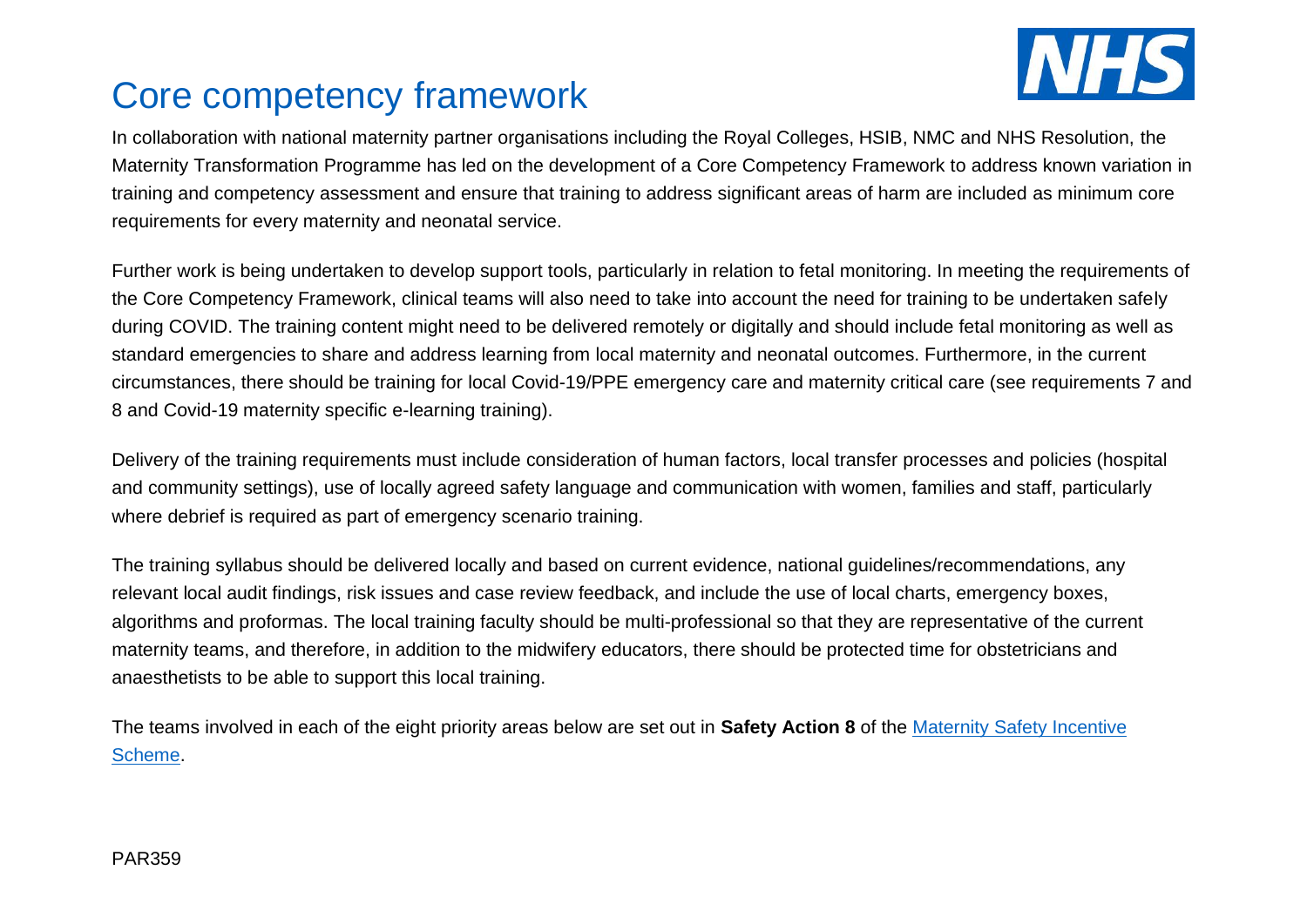# Core competency framework

In collaboration with national maternity partner organisations including the Royal Colleges, HSIB, NMC and NHS Resolution, the Maternity Transformation Programme has led on the development of a Core Competency Framework to address known variation in training and competency assessment and ensure that training to address significant areas of harm are included as minimum core requirements for every maternity and neonatal service.

Further work is being undertaken to develop support tools, particularly in relation to fetal monitoring. In meeting the requirements of the Core Competency Framework, clinical teams will also need to take into account the need for training to be undertaken safely during COVID. The training content might need to be delivered remotely or digitally and should include fetal monitoring as well as standard emergencies to share and address learning from local maternity and neonatal outcomes. Furthermore, in the current circumstances, there should be training for local Covid-19/PPE emergency care and maternity critical care (see requirements 7 and 8 and Covid-19 maternity specific e-learning training).

Delivery of the training requirements must include consideration of human factors, local transfer processes and policies (hospital and community settings), use of locally agreed safety language and communication with women, families and staff, particularly where debrief is required as part of emergency scenario training.

The training syllabus should be delivered locally and based on current evidence, national guidelines/recommendations, any relevant local audit findings, risk issues and case review feedback, and include the use of local charts, emergency boxes, algorithms and proformas. The local training faculty should be multi-professional so that they are representative of the current maternity teams, and therefore, in addition to the midwifery educators, there should be protected time for obstetricians and anaesthetists to be able to support this local training.

The teams involved in each of the eight priority areas below are set out in **Safety Action 8** of the [Maternity Safety Incentive Scheme](#).

PAR359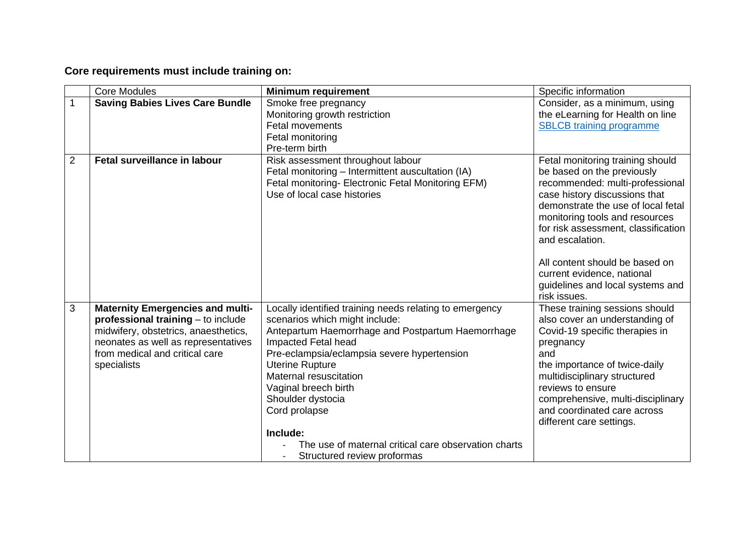**Core requirements must include training on:**

| | Core Modules | **Minimum requirement** | Specific information |
|---|---|---|---|
| 1 | **Saving Babies Lives Care Bundle** | Smoke free pregnancy<br>Monitoring growth restriction<br>Fetal movements<br>Fetal monitoring<br>Pre-term birth | Consider, as a minimum, using the eLearning for Health on line [SBLCB training programme] |
| 2 | **Fetal surveillance in labour** | Risk assessment throughout labour<br>Fetal monitoring – Intermittent auscultation (IA)<br>Fetal monitoring- Electronic Fetal Monitoring EFM)<br>Use of local case histories | Fetal monitoring training should be based on the previously recommended: multi-professional case history discussions that demonstrate the use of local fetal monitoring tools and resources for risk assessment, classification and escalation.<br><br>All content should be based on current evidence, national guidelines and local systems and risk issues. |
| 3 | **Maternity Emergencies and multi-professional training** – to include midwifery, obstetrics, anaesthetics, neonates as well as representatives from medical and critical care specialists | Locally identified training needs relating to emergency scenarios which might include:<br>Antepartum Haemorrhage and Postpartum Haemorrhage<br>Impacted Fetal head<br>Pre-eclampsia/eclampsia severe hypertension<br>Uterine Rupture<br>Maternal resuscitation<br>Vaginal breech birth<br>Shoulder dystocia<br>Cord prolapse<br><br>**Include:**<br>- The use of maternal critical care observation charts<br>- Structured review proformas | These training sessions should also cover an understanding of Covid-19 specific therapies in pregnancy<br>and<br>the importance of twice-daily multidisciplinary structured reviews to ensure comprehensive, multi-disciplinary and coordinated care across different care settings. |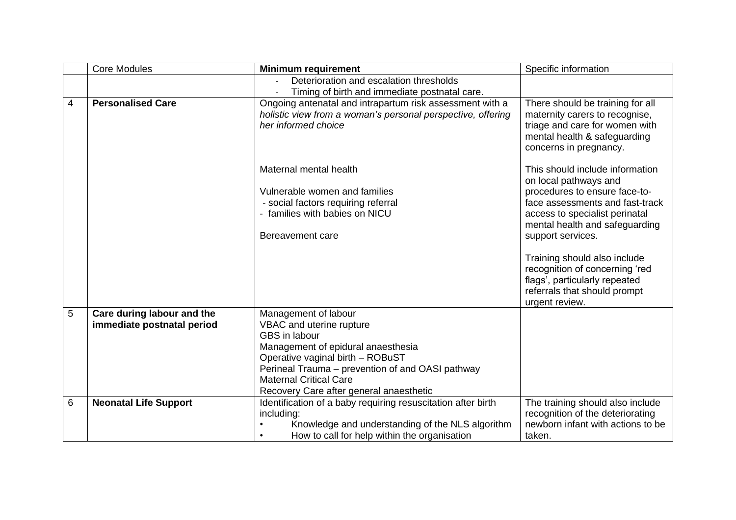|  | Core Modules | **Minimum requirement** | Specific information |
|---|---|---|---|
|  |  | - Deterioration and escalation thresholds<br>- Timing of birth and immediate postnatal care. |  |
| 4 | **Personalised Care** | Ongoing antenatal and intrapartum risk assessment with a *holistic view from a woman's personal perspective, offering her informed choice*<br><br>Maternal mental health<br><br>Vulnerable women and families<br>- social factors requiring referral<br>- families with babies on NICU<br><br>Bereavement care | There should be training for all maternity carers to recognise, triage and care for women with mental health & safeguarding concerns in pregnancy.<br><br>This should include information on local pathways and procedures to ensure face-to-face assessments and fast-track access to specialist perinatal mental health and safeguarding support services.<br><br>Training should also include recognition of concerning 'red flags', particularly repeated referrals that should prompt urgent review. |
| 5 | **Care during labour and the immediate postnatal period** | Management of labour<br>VBAC and uterine rupture<br>GBS in labour<br>Management of epidural anaesthesia<br>Operative vaginal birth – ROBuST<br>Perineal Trauma – prevention of and OASI pathway<br>Maternal Critical Care<br>Recovery Care after general anaesthetic |  |
| 6 | **Neonatal Life Support** | Identification of a baby requiring resuscitation after birth including:<br>• Knowledge and understanding of the NLS algorithm<br>• How to call for help within the organisation | The training should also include recognition of the deteriorating newborn infant with actions to be taken. |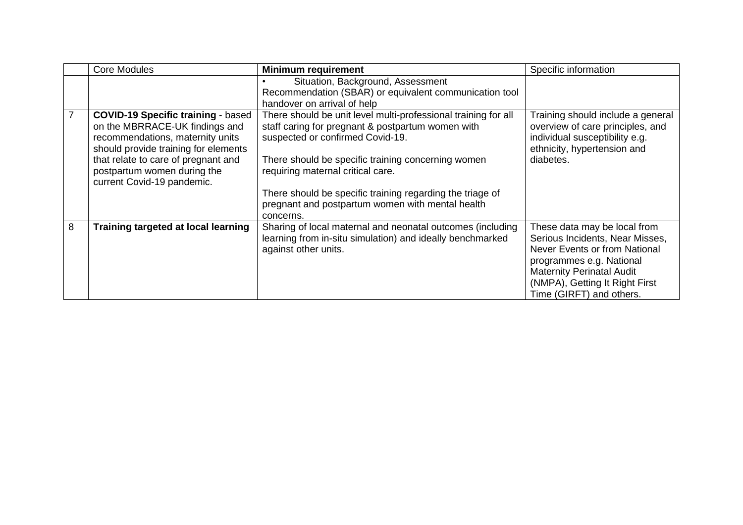| | Core Modules | **Minimum requirement** | Specific information |
|---|---|---|---|
| | | • Situation, Background, Assessment Recommendation (SBAR) or equivalent communication tool handover on arrival of help | |
| 7 | **COVID-19 Specific training** - based on the MBRRACE-UK findings and recommendations, maternity units should provide training for elements that relate to care of pregnant and postpartum women during the current Covid-19 pandemic. | There should be unit level multi-professional training for all staff caring for pregnant & postpartum women with suspected or confirmed Covid-19.<br><br>There should be specific training concerning women requiring maternal critical care.<br><br>There should be specific training regarding the triage of pregnant and postpartum women with mental health concerns. | Training should include a general overview of care principles, and individual susceptibility e.g. ethnicity, hypertension and diabetes. |
| 8 | **Training targeted at local learning** | Sharing of local maternal and neonatal outcomes (including learning from in-situ simulation) and ideally benchmarked against other units. | These data may be local from Serious Incidents, Near Misses, Never Events or from National programmes e.g. National Maternity Perinatal Audit (NMPA), Getting It Right First Time (GIRFT) and others. |